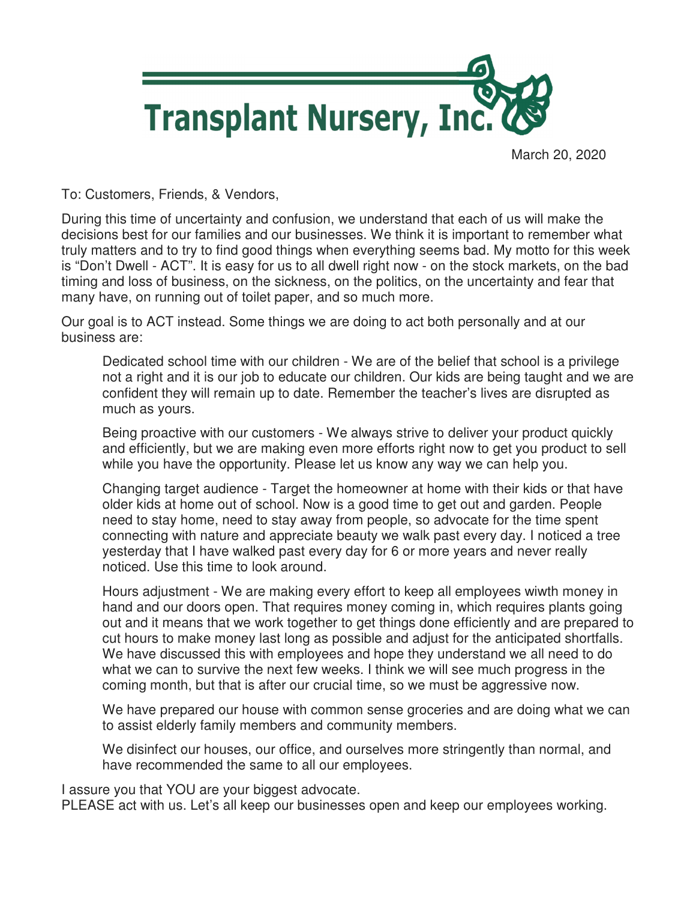# Transplant Nursery, Inc.

March 20, 2020

To: Customers, Friends, & Vendors,

During this time of uncertainty and confusion, we understand that each of us will make the decisions best for our families and our businesses. We think it is important to remember what truly matters and to try to find good things when everything seems bad. My motto for this week is "Don't Dwell - ACT". It is easy for us to all dwell right now - on the stock markets, on the bad timing and loss of business, on the sickness, on the politics, on the uncertainty and fear that many have, on running out of toilet paper, and so much more.

Our goal is to ACT instead. Some things we are doing to act both personally and at our business are:

> Dedicated school time with our children - We are of the belief that school is a privilege not a right and it is our job to educate our children. Our kids are being taught and we are confident they will remain up to date. Remember the teacher's lives are disrupted as much as yours.
>
> Being proactive with our customers - We always strive to deliver your product quickly and efficiently, but we are making even more efforts right now to get you product to sell while you have the opportunity. Please let us know any way we can help you.
>
> Changing target audience - Target the homeowner at home with their kids or that have older kids at home out of school. Now is a good time to get out and garden. People need to stay home, need to stay away from people, so advocate for the time spent connecting with nature and appreciate beauty we walk past every day. I noticed a tree yesterday that I have walked past every day for 6 or more years and never really noticed. Use this time to look around.
>
> Hours adjustment - We are making every effort to keep all employees wiwth money in hand and our doors open. That requires money coming in, which requires plants going out and it means that we work together to get things done efficiently and are prepared to cut hours to make money last long as possible and adjust for the anticipated shortfalls. We have discussed this with employees and hope they understand we all need to do what we can to survive the next few weeks. I think we will see much progress in the coming month, but that is after our crucial time, so we must be aggressive now.
>
> We have prepared our house with common sense groceries and are doing what we can to assist elderly family members and community members.
>
> We disinfect our houses, our office, and ourselves more stringently than normal, and have recommended the same to all our employees.

I assure you that YOU are your biggest advocate.
PLEASE act with us. Let's all keep our businesses open and keep our employees working.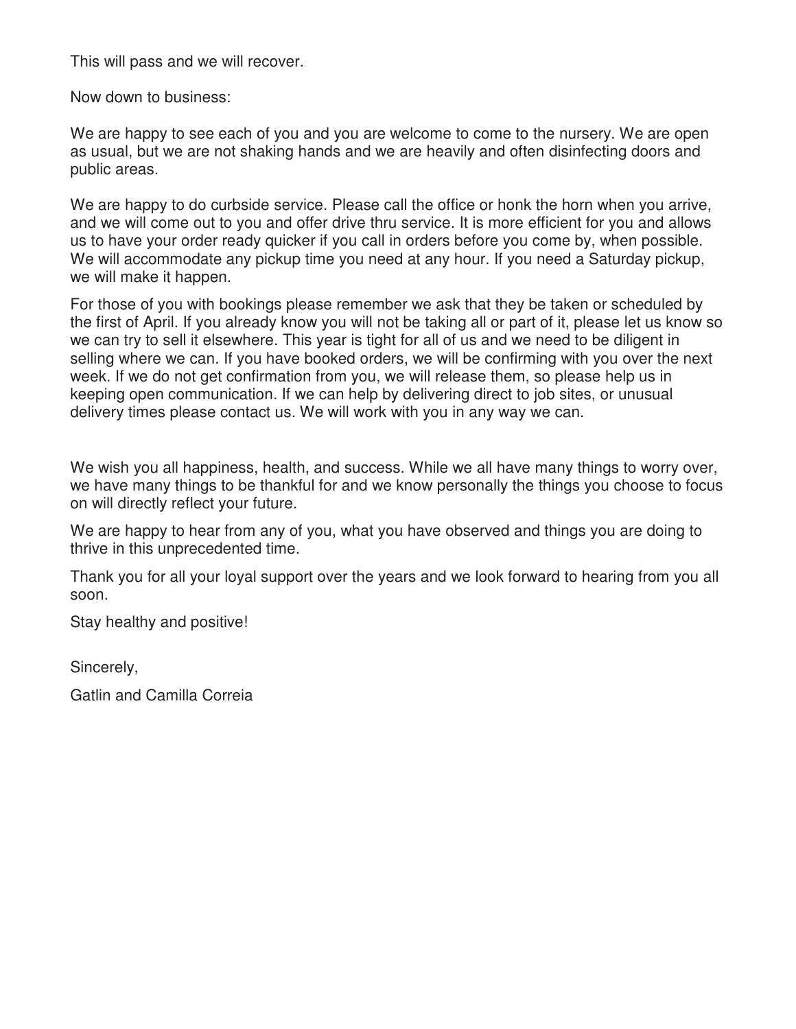This will pass and we will recover.

Now down to business:

We are happy to see each of you and you are welcome to come to the nursery. We are open as usual, but we are not shaking hands and we are heavily and often disinfecting doors and public areas.

We are happy to do curbside service. Please call the office or honk the horn when you arrive, and we will come out to you and offer drive thru service. It is more efficient for you and allows us to have your order ready quicker if you call in orders before you come by, when possible. We will accommodate any pickup time you need at any hour. If you need a Saturday pickup, we will make it happen.

For those of you with bookings please remember we ask that they be taken or scheduled by the first of April. If you already know you will not be taking all or part of it, please let us know so we can try to sell it elsewhere. This year is tight for all of us and we need to be diligent in selling where we can. If you have booked orders, we will be confirming with you over the next week. If we do not get confirmation from you, we will release them, so please help us in keeping open communication. If we can help by delivering direct to job sites, or unusual delivery times please contact us. We will work with you in any way we can.

We wish you all happiness, health, and success. While we all have many things to worry over, we have many things to be thankful for and we know personally the things you choose to focus on will directly reflect your future.

We are happy to hear from any of you, what you have observed and things you are doing to thrive in this unprecedented time.

Thank you for all your loyal support over the years and we look forward to hearing from you all soon.

Stay healthy and positive!

Sincerely,

Gatlin and Camilla Correia